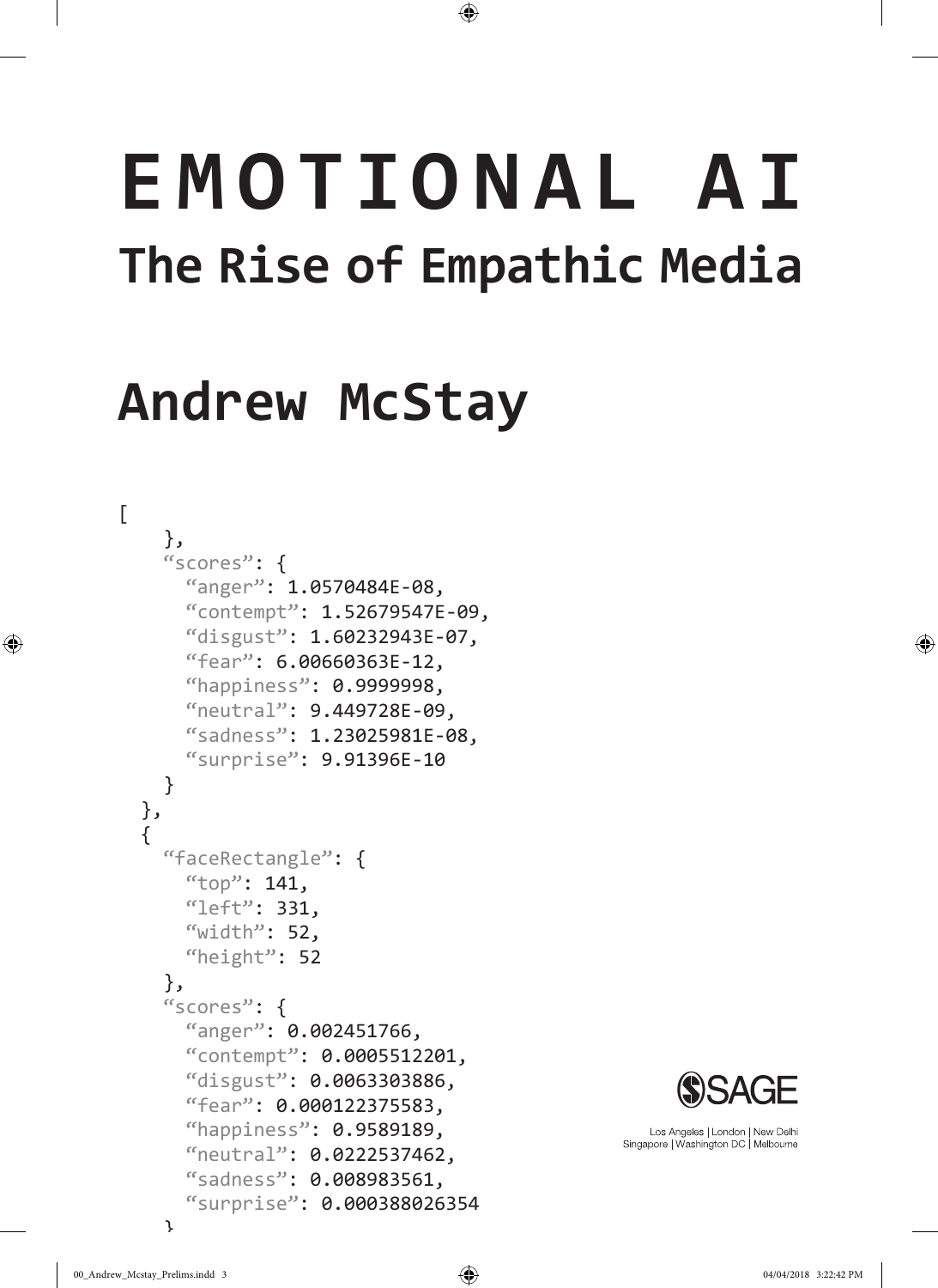# EMOTIONAL AI

## The Rise of Empathic Media

## Andrew McStay

```
[
    },
    “scores”: {
      “anger”: 1.0570484E-08,
      “contempt”: 1.52679547E-09,
      “disgust”: 1.60232943E-07,
      “fear”: 6.00660363E-12,
      “happiness”: 0.9999998,
      “neutral”: 9.449728E-09,
      “sadness”: 1.23025981E-08,
      “surprise”: 9.91396E-10
    }
  },
  {
    “faceRectangle”: {
      “top”: 141,
      “left”: 331,
      “width”: 52,
      “height”: 52
    },
    “scores”: {
      “anger”: 0.002451766,
      “contempt”: 0.0005512201,
      “disgust”: 0.0063303886,
      “fear”: 0.000122375583,
      “happiness”: 0.9589189,
      “neutral”: 0.0222537462,
      “sadness”: 0.008983561,
      “surprise”: 0.000388026354
    }
```

SAGE

Los Angeles | London | New Delhi
Singapore | Washington DC | Melbourne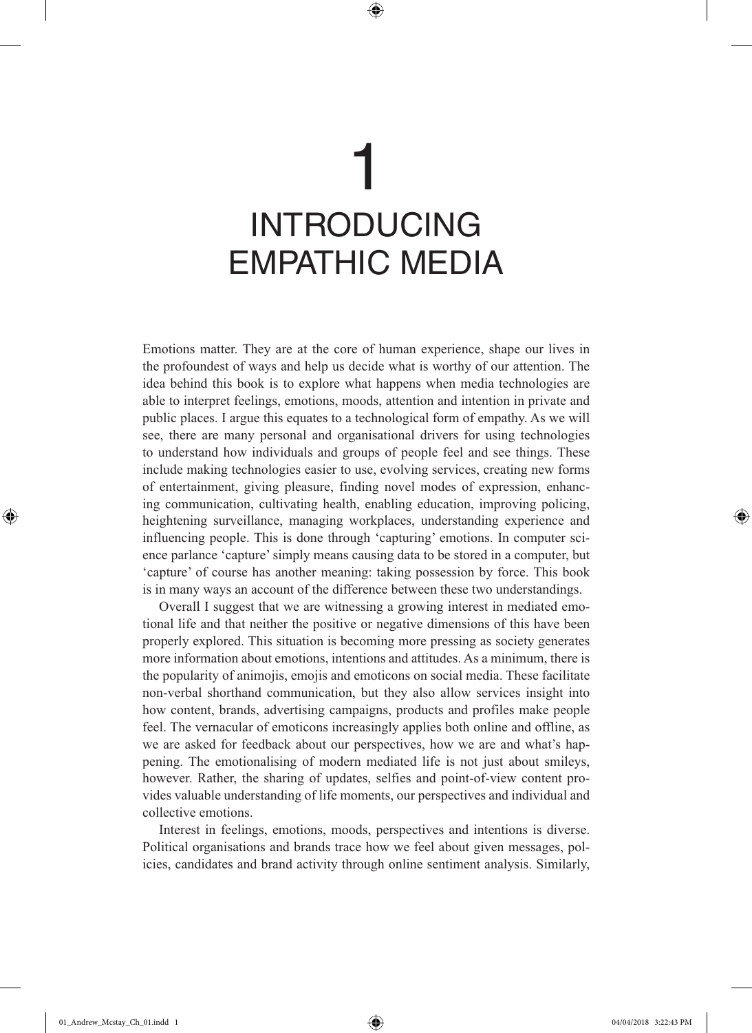# 1 INTRODUCING EMPATHIC MEDIA

Emotions matter. They are at the core of human experience, shape our lives in the profoundest of ways and help us decide what is worthy of our attention. The idea behind this book is to explore what happens when media technologies are able to interpret feelings, emotions, moods, attention and intention in private and public places. I argue this equates to a technological form of empathy. As we will see, there are many personal and organisational drivers for using technologies to understand how individuals and groups of people feel and see things. These include making technologies easier to use, evolving services, creating new forms of entertainment, giving pleasure, finding novel modes of expression, enhancing communication, cultivating health, enabling education, improving policing, heightening surveillance, managing workplaces, understanding experience and influencing people. This is done through 'capturing' emotions. In computer science parlance 'capture' simply means causing data to be stored in a computer, but 'capture' of course has another meaning: taking possession by force. This book is in many ways an account of the difference between these two understandings.

Overall I suggest that we are witnessing a growing interest in mediated emotional life and that neither the positive or negative dimensions of this have been properly explored. This situation is becoming more pressing as society generates more information about emotions, intentions and attitudes. As a minimum, there is the popularity of animojis, emojis and emoticons on social media. These facilitate non-verbal shorthand communication, but they also allow services insight into how content, brands, advertising campaigns, products and profiles make people feel. The vernacular of emoticons increasingly applies both online and offline, as we are asked for feedback about our perspectives, how we are and what's happening. The emotionalising of modern mediated life is not just about smileys, however. Rather, the sharing of updates, selfies and point-of-view content provides valuable understanding of life moments, our perspectives and individual and collective emotions.

Interest in feelings, emotions, moods, perspectives and intentions is diverse. Political organisations and brands trace how we feel about given messages, policies, candidates and brand activity through online sentiment analysis. Similarly,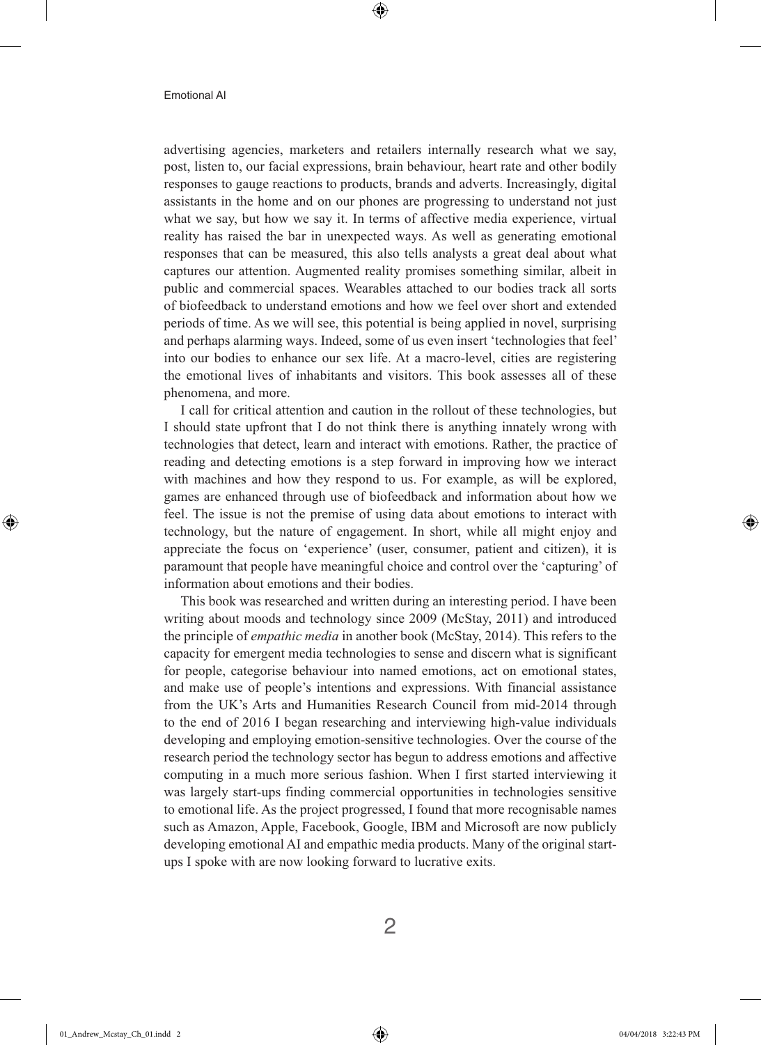advertising agencies, marketers and retailers internally research what we say, post, listen to, our facial expressions, brain behaviour, heart rate and other bodily responses to gauge reactions to products, brands and adverts. Increasingly, digital assistants in the home and on our phones are progressing to understand not just what we say, but how we say it. In terms of affective media experience, virtual reality has raised the bar in unexpected ways. As well as generating emotional responses that can be measured, this also tells analysts a great deal about what captures our attention. Augmented reality promises something similar, albeit in public and commercial spaces. Wearables attached to our bodies track all sorts of biofeedback to understand emotions and how we feel over short and extended periods of time. As we will see, this potential is being applied in novel, surprising and perhaps alarming ways. Indeed, some of us even insert 'technologies that feel' into our bodies to enhance our sex life. At a macro-level, cities are registering the emotional lives of inhabitants and visitors. This book assesses all of these phenomena, and more.

I call for critical attention and caution in the rollout of these technologies, but I should state upfront that I do not think there is anything innately wrong with technologies that detect, learn and interact with emotions. Rather, the practice of reading and detecting emotions is a step forward in improving how we interact with machines and how they respond to us. For example, as will be explored, games are enhanced through use of biofeedback and information about how we feel. The issue is not the premise of using data about emotions to interact with technology, but the nature of engagement. In short, while all might enjoy and appreciate the focus on 'experience' (user, consumer, patient and citizen), it is paramount that people have meaningful choice and control over the 'capturing' of information about emotions and their bodies.

This book was researched and written during an interesting period. I have been writing about moods and technology since 2009 (McStay, 2011) and introduced the principle of *empathic media* in another book (McStay, 2014). This refers to the capacity for emergent media technologies to sense and discern what is significant for people, categorise behaviour into named emotions, act on emotional states, and make use of people's intentions and expressions. With financial assistance from the UK's Arts and Humanities Research Council from mid-2014 through to the end of 2016 I began researching and interviewing high-value individuals developing and employing emotion-sensitive technologies. Over the course of the research period the technology sector has begun to address emotions and affective computing in a much more serious fashion. When I first started interviewing it was largely start-ups finding commercial opportunities in technologies sensitive to emotional life. As the project progressed, I found that more recognisable names such as Amazon, Apple, Facebook, Google, IBM and Microsoft are now publicly developing emotional AI and empathic media products. Many of the original start-ups I spoke with are now looking forward to lucrative exits.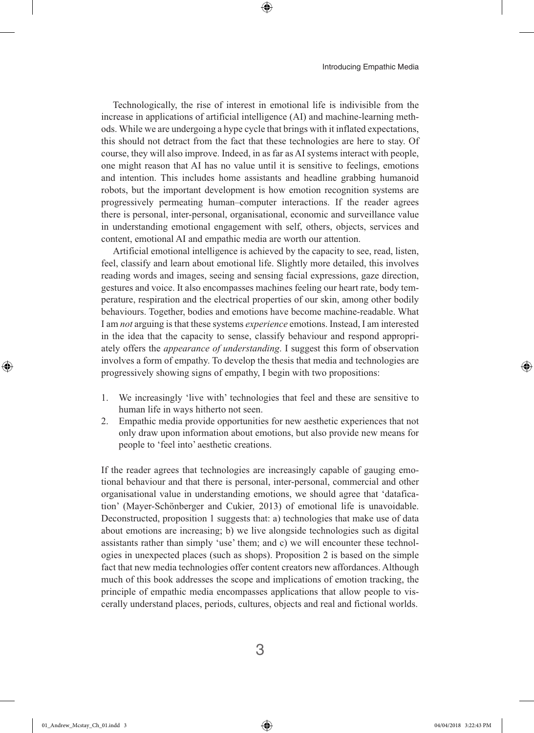Technologically, the rise of interest in emotional life is indivisible from the increase in applications of artificial intelligence (AI) and machine-learning methods. While we are undergoing a hype cycle that brings with it inflated expectations, this should not detract from the fact that these technologies are here to stay. Of course, they will also improve. Indeed, in as far as AI systems interact with people, one might reason that AI has no value until it is sensitive to feelings, emotions and intention. This includes home assistants and headline grabbing humanoid robots, but the important development is how emotion recognition systems are progressively permeating human–computer interactions. If the reader agrees there is personal, inter-personal, organisational, economic and surveillance value in understanding emotional engagement with self, others, objects, services and content, emotional AI and empathic media are worth our attention.

Artificial emotional intelligence is achieved by the capacity to see, read, listen, feel, classify and learn about emotional life. Slightly more detailed, this involves reading words and images, seeing and sensing facial expressions, gaze direction, gestures and voice. It also encompasses machines feeling our heart rate, body temperature, respiration and the electrical properties of our skin, among other bodily behaviours. Together, bodies and emotions have become machine-readable. What I am *not* arguing is that these systems *experience* emotions. Instead, I am interested in the idea that the capacity to sense, classify behaviour and respond appropriately offers the *appearance of understanding*. I suggest this form of observation involves a form of empathy. To develop the thesis that media and technologies are progressively showing signs of empathy, I begin with two propositions:

1. We increasingly 'live with' technologies that feel and these are sensitive to human life in ways hitherto not seen.
2. Empathic media provide opportunities for new aesthetic experiences that not only draw upon information about emotions, but also provide new means for people to 'feel into' aesthetic creations.

If the reader agrees that technologies are increasingly capable of gauging emotional behaviour and that there is personal, inter-personal, commercial and other organisational value in understanding emotions, we should agree that 'datafication' (Mayer-Schönberger and Cukier, 2013) of emotional life is unavoidable. Deconstructed, proposition 1 suggests that: a) technologies that make use of data about emotions are increasing; b) we live alongside technologies such as digital assistants rather than simply 'use' them; and c) we will encounter these technologies in unexpected places (such as shops). Proposition 2 is based on the simple fact that new media technologies offer content creators new affordances. Although much of this book addresses the scope and implications of emotion tracking, the principle of empathic media encompasses applications that allow people to viscerally understand places, periods, cultures, objects and real and fictional worlds.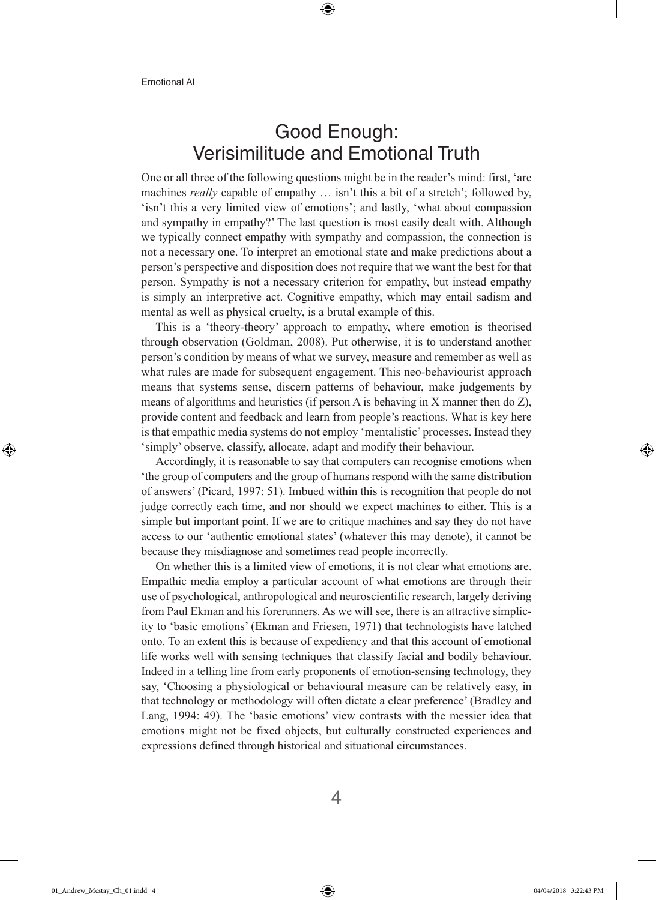## Good Enough: Verisimilitude and Emotional Truth

One or all three of the following questions might be in the reader's mind: first, 'are machines *really* capable of empathy … isn't this a bit of a stretch'; followed by, 'isn't this a very limited view of emotions'; and lastly, 'what about compassion and sympathy in empathy?' The last question is most easily dealt with. Although we typically connect empathy with sympathy and compassion, the connection is not a necessary one. To interpret an emotional state and make predictions about a person's perspective and disposition does not require that we want the best for that person. Sympathy is not a necessary criterion for empathy, but instead empathy is simply an interpretive act. Cognitive empathy, which may entail sadism and mental as well as physical cruelty, is a brutal example of this.

This is a 'theory-theory' approach to empathy, where emotion is theorised through observation (Goldman, 2008). Put otherwise, it is to understand another person's condition by means of what we survey, measure and remember as well as what rules are made for subsequent engagement. This neo-behaviourist approach means that systems sense, discern patterns of behaviour, make judgements by means of algorithms and heuristics (if person A is behaving in X manner then do Z), provide content and feedback and learn from people's reactions. What is key here is that empathic media systems do not employ 'mentalistic' processes. Instead they 'simply' observe, classify, allocate, adapt and modify their behaviour.

Accordingly, it is reasonable to say that computers can recognise emotions when 'the group of computers and the group of humans respond with the same distribution of answers' (Picard, 1997: 51). Imbued within this is recognition that people do not judge correctly each time, and nor should we expect machines to either. This is a simple but important point. If we are to critique machines and say they do not have access to our 'authentic emotional states' (whatever this may denote), it cannot be because they misdiagnose and sometimes read people incorrectly.

On whether this is a limited view of emotions, it is not clear what emotions are. Empathic media employ a particular account of what emotions are through their use of psychological, anthropological and neuroscientific research, largely deriving from Paul Ekman and his forerunners. As we will see, there is an attractive simplicity to 'basic emotions' (Ekman and Friesen, 1971) that technologists have latched onto. To an extent this is because of expediency and that this account of emotional life works well with sensing techniques that classify facial and bodily behaviour. Indeed in a telling line from early proponents of emotion-sensing technology, they say, 'Choosing a physiological or behavioural measure can be relatively easy, in that technology or methodology will often dictate a clear preference' (Bradley and Lang, 1994: 49). The 'basic emotions' view contrasts with the messier idea that emotions might not be fixed objects, but culturally constructed experiences and expressions defined through historical and situational circumstances.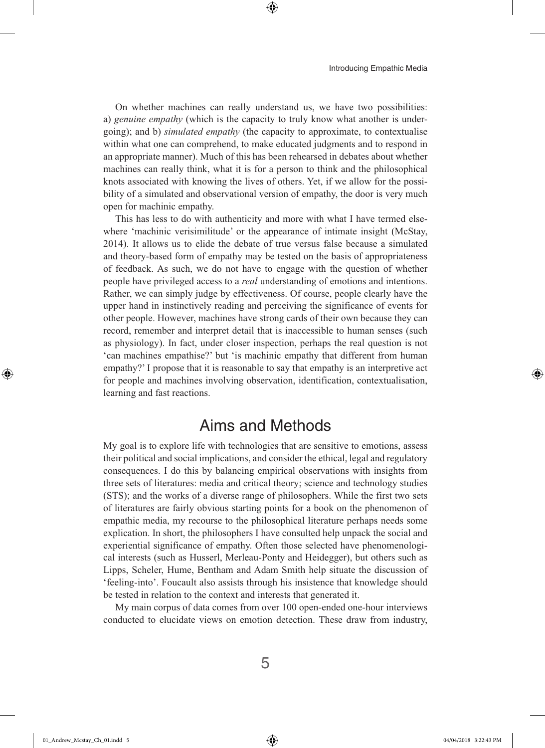On whether machines can really understand us, we have two possibilities: a) *genuine empathy* (which is the capacity to truly know what another is undergoing); and b) *simulated empathy* (the capacity to approximate, to contextualise within what one can comprehend, to make educated judgments and to respond in an appropriate manner). Much of this has been rehearsed in debates about whether machines can really think, what it is for a person to think and the philosophical knots associated with knowing the lives of others. Yet, if we allow for the possibility of a simulated and observational version of empathy, the door is very much open for machinic empathy.

This has less to do with authenticity and more with what I have termed elsewhere 'machinic verisimilitude' or the appearance of intimate insight (McStay, 2014). It allows us to elide the debate of true versus false because a simulated and theory-based form of empathy may be tested on the basis of appropriateness of feedback. As such, we do not have to engage with the question of whether people have privileged access to a *real* understanding of emotions and intentions. Rather, we can simply judge by effectiveness. Of course, people clearly have the upper hand in instinctively reading and perceiving the significance of events for other people. However, machines have strong cards of their own because they can record, remember and interpret detail that is inaccessible to human senses (such as physiology). In fact, under closer inspection, perhaps the real question is not 'can machines empathise?' but 'is machinic empathy that different from human empathy?' I propose that it is reasonable to say that empathy is an interpretive act for people and machines involving observation, identification, contextualisation, learning and fast reactions.

## Aims and Methods

My goal is to explore life with technologies that are sensitive to emotions, assess their political and social implications, and consider the ethical, legal and regulatory consequences. I do this by balancing empirical observations with insights from three sets of literatures: media and critical theory; science and technology studies (STS); and the works of a diverse range of philosophers. While the first two sets of literatures are fairly obvious starting points for a book on the phenomenon of empathic media, my recourse to the philosophical literature perhaps needs some explication. In short, the philosophers I have consulted help unpack the social and experiential significance of empathy. Often those selected have phenomenological interests (such as Husserl, Merleau-Ponty and Heidegger), but others such as Lipps, Scheler, Hume, Bentham and Adam Smith help situate the discussion of 'feeling-into'. Foucault also assists through his insistence that knowledge should be tested in relation to the context and interests that generated it.

My main corpus of data comes from over 100 open-ended one-hour interviews conducted to elucidate views on emotion detection. These draw from industry,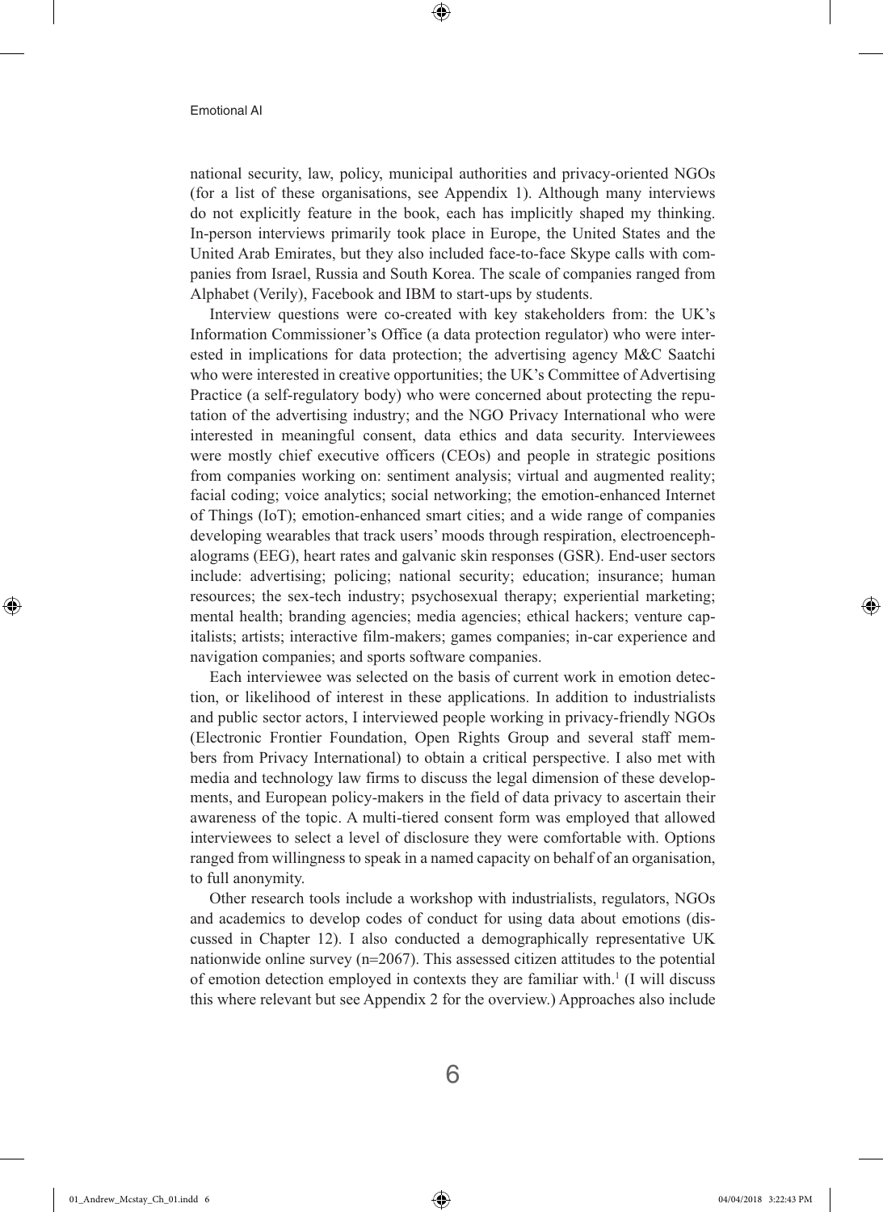national security, law, policy, municipal authorities and privacy-oriented NGOs (for a list of these organisations, see Appendix 1). Although many interviews do not explicitly feature in the book, each has implicitly shaped my thinking. In-person interviews primarily took place in Europe, the United States and the United Arab Emirates, but they also included face-to-face Skype calls with companies from Israel, Russia and South Korea. The scale of companies ranged from Alphabet (Verily), Facebook and IBM to start-ups by students.

Interview questions were co-created with key stakeholders from: the UK's Information Commissioner's Office (a data protection regulator) who were interested in implications for data protection; the advertising agency M&C Saatchi who were interested in creative opportunities; the UK's Committee of Advertising Practice (a self-regulatory body) who were concerned about protecting the reputation of the advertising industry; and the NGO Privacy International who were interested in meaningful consent, data ethics and data security. Interviewees were mostly chief executive officers (CEOs) and people in strategic positions from companies working on: sentiment analysis; virtual and augmented reality; facial coding; voice analytics; social networking; the emotion-enhanced Internet of Things (IoT); emotion-enhanced smart cities; and a wide range of companies developing wearables that track users' moods through respiration, electroencephalograms (EEG), heart rates and galvanic skin responses (GSR). End-user sectors include: advertising; policing; national security; education; insurance; human resources; the sex-tech industry; psychosexual therapy; experiential marketing; mental health; branding agencies; media agencies; ethical hackers; venture capitalists; artists; interactive film-makers; games companies; in-car experience and navigation companies; and sports software companies.

Each interviewee was selected on the basis of current work in emotion detection, or likelihood of interest in these applications. In addition to industrialists and public sector actors, I interviewed people working in privacy-friendly NGOs (Electronic Frontier Foundation, Open Rights Group and several staff members from Privacy International) to obtain a critical perspective. I also met with media and technology law firms to discuss the legal dimension of these developments, and European policy-makers in the field of data privacy to ascertain their awareness of the topic. A multi-tiered consent form was employed that allowed interviewees to select a level of disclosure they were comfortable with. Options ranged from willingness to speak in a named capacity on behalf of an organisation, to full anonymity.

Other research tools include a workshop with industrialists, regulators, NGOs and academics to develop codes of conduct for using data about emotions (discussed in Chapter 12). I also conducted a demographically representative UK nationwide online survey (n=2067). This assessed citizen attitudes to the potential of emotion detection employed in contexts they are familiar with.[1] (I will discuss this where relevant but see Appendix 2 for the overview.) Approaches also include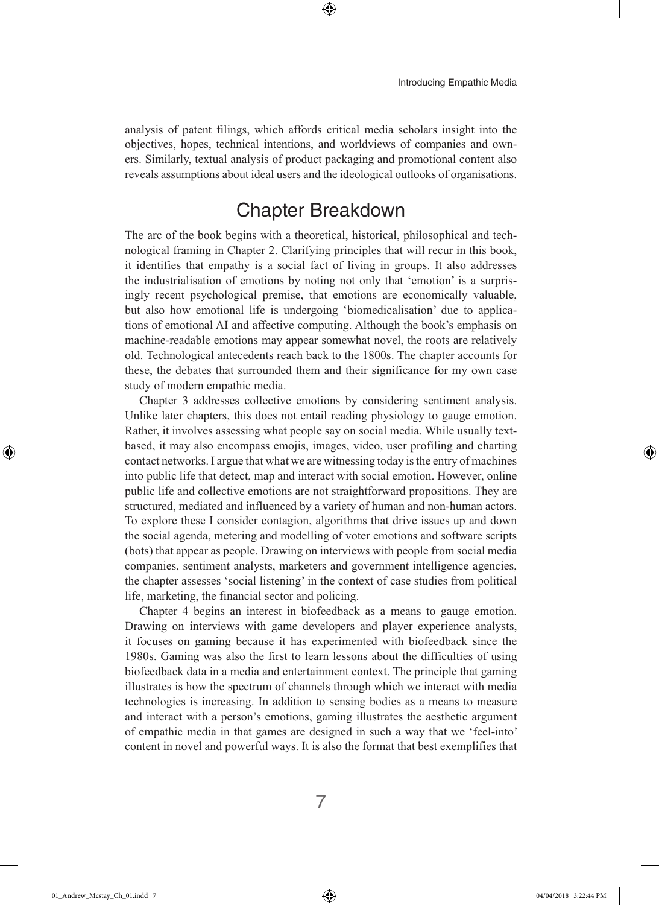analysis of patent filings, which affords critical media scholars insight into the objectives, hopes, technical intentions, and worldviews of companies and owners. Similarly, textual analysis of product packaging and promotional content also reveals assumptions about ideal users and the ideological outlooks of organisations.

## Chapter Breakdown

The arc of the book begins with a theoretical, historical, philosophical and technological framing in Chapter 2. Clarifying principles that will recur in this book, it identifies that empathy is a social fact of living in groups. It also addresses the industrialisation of emotions by noting not only that 'emotion' is a surprisingly recent psychological premise, that emotions are economically valuable, but also how emotional life is undergoing 'biomedicalisation' due to applications of emotional AI and affective computing. Although the book's emphasis on machine-readable emotions may appear somewhat novel, the roots are relatively old. Technological antecedents reach back to the 1800s. The chapter accounts for these, the debates that surrounded them and their significance for my own case study of modern empathic media.

Chapter 3 addresses collective emotions by considering sentiment analysis. Unlike later chapters, this does not entail reading physiology to gauge emotion. Rather, it involves assessing what people say on social media. While usually text-based, it may also encompass emojis, images, video, user profiling and charting contact networks. I argue that what we are witnessing today is the entry of machines into public life that detect, map and interact with social emotion. However, online public life and collective emotions are not straightforward propositions. They are structured, mediated and influenced by a variety of human and non-human actors. To explore these I consider contagion, algorithms that drive issues up and down the social agenda, metering and modelling of voter emotions and software scripts (bots) that appear as people. Drawing on interviews with people from social media companies, sentiment analysts, marketers and government intelligence agencies, the chapter assesses 'social listening' in the context of case studies from political life, marketing, the financial sector and policing.

Chapter 4 begins an interest in biofeedback as a means to gauge emotion. Drawing on interviews with game developers and player experience analysts, it focuses on gaming because it has experimented with biofeedback since the 1980s. Gaming was also the first to learn lessons about the difficulties of using biofeedback data in a media and entertainment context. The principle that gaming illustrates is how the spectrum of channels through which we interact with media technologies is increasing. In addition to sensing bodies as a means to measure and interact with a person's emotions, gaming illustrates the aesthetic argument of empathic media in that games are designed in such a way that we 'feel-into' content in novel and powerful ways. It is also the format that best exemplifies that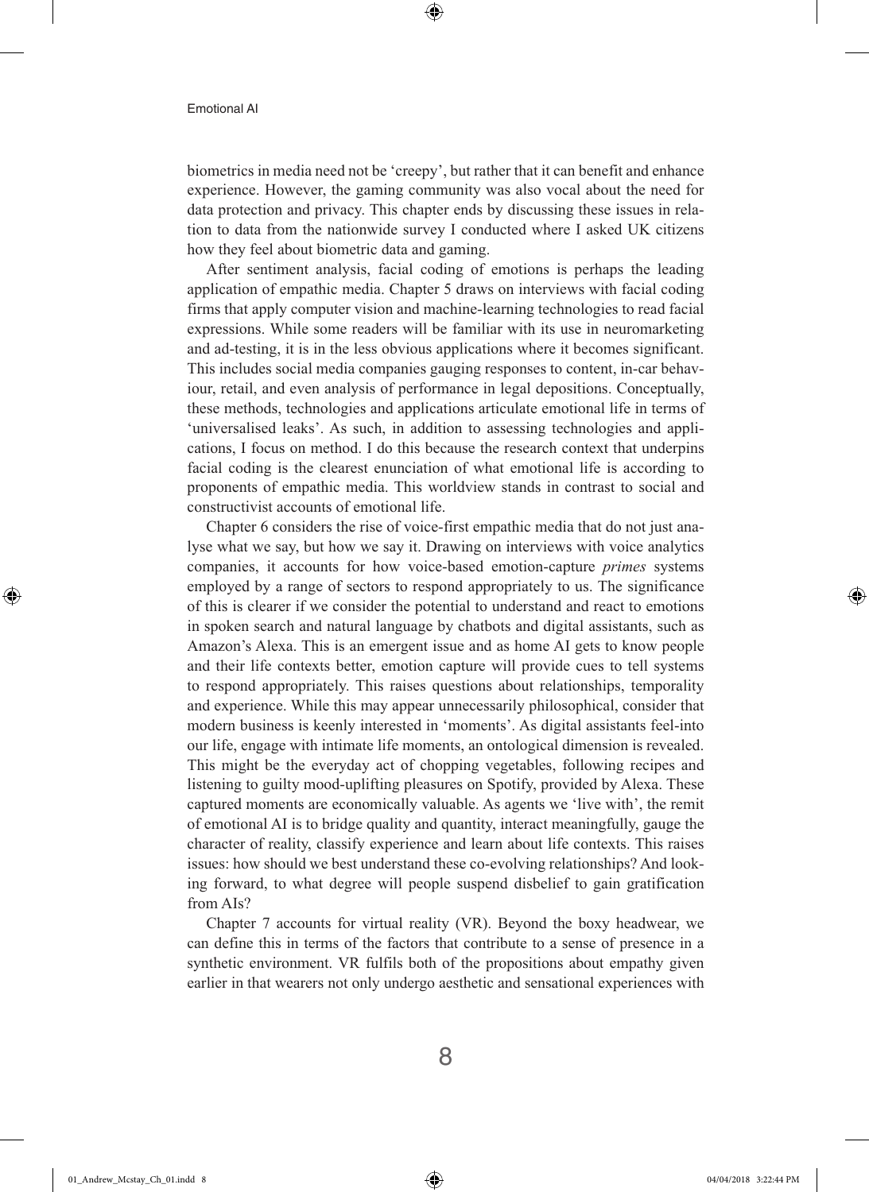biometrics in media need not be 'creepy', but rather that it can benefit and enhance experience. However, the gaming community was also vocal about the need for data protection and privacy. This chapter ends by discussing these issues in relation to data from the nationwide survey I conducted where I asked UK citizens how they feel about biometric data and gaming.

After sentiment analysis, facial coding of emotions is perhaps the leading application of empathic media. Chapter 5 draws on interviews with facial coding firms that apply computer vision and machine-learning technologies to read facial expressions. While some readers will be familiar with its use in neuromarketing and ad-testing, it is in the less obvious applications where it becomes significant. This includes social media companies gauging responses to content, in-car behaviour, retail, and even analysis of performance in legal depositions. Conceptually, these methods, technologies and applications articulate emotional life in terms of 'universalised leaks'. As such, in addition to assessing technologies and applications, I focus on method. I do this because the research context that underpins facial coding is the clearest enunciation of what emotional life is according to proponents of empathic media. This worldview stands in contrast to social and constructivist accounts of emotional life.

Chapter 6 considers the rise of voice-first empathic media that do not just analyse what we say, but how we say it. Drawing on interviews with voice analytics companies, it accounts for how voice-based emotion-capture *primes* systems employed by a range of sectors to respond appropriately to us. The significance of this is clearer if we consider the potential to understand and react to emotions in spoken search and natural language by chatbots and digital assistants, such as Amazon's Alexa. This is an emergent issue and as home AI gets to know people and their life contexts better, emotion capture will provide cues to tell systems to respond appropriately. This raises questions about relationships, temporality and experience. While this may appear unnecessarily philosophical, consider that modern business is keenly interested in 'moments'. As digital assistants feel-into our life, engage with intimate life moments, an ontological dimension is revealed. This might be the everyday act of chopping vegetables, following recipes and listening to guilty mood-uplifting pleasures on Spotify, provided by Alexa. These captured moments are economically valuable. As agents we 'live with', the remit of emotional AI is to bridge quality and quantity, interact meaningfully, gauge the character of reality, classify experience and learn about life contexts. This raises issues: how should we best understand these co-evolving relationships? And looking forward, to what degree will people suspend disbelief to gain gratification from AIs?

Chapter 7 accounts for virtual reality (VR). Beyond the boxy headwear, we can define this in terms of the factors that contribute to a sense of presence in a synthetic environment. VR fulfils both of the propositions about empathy given earlier in that wearers not only undergo aesthetic and sensational experiences with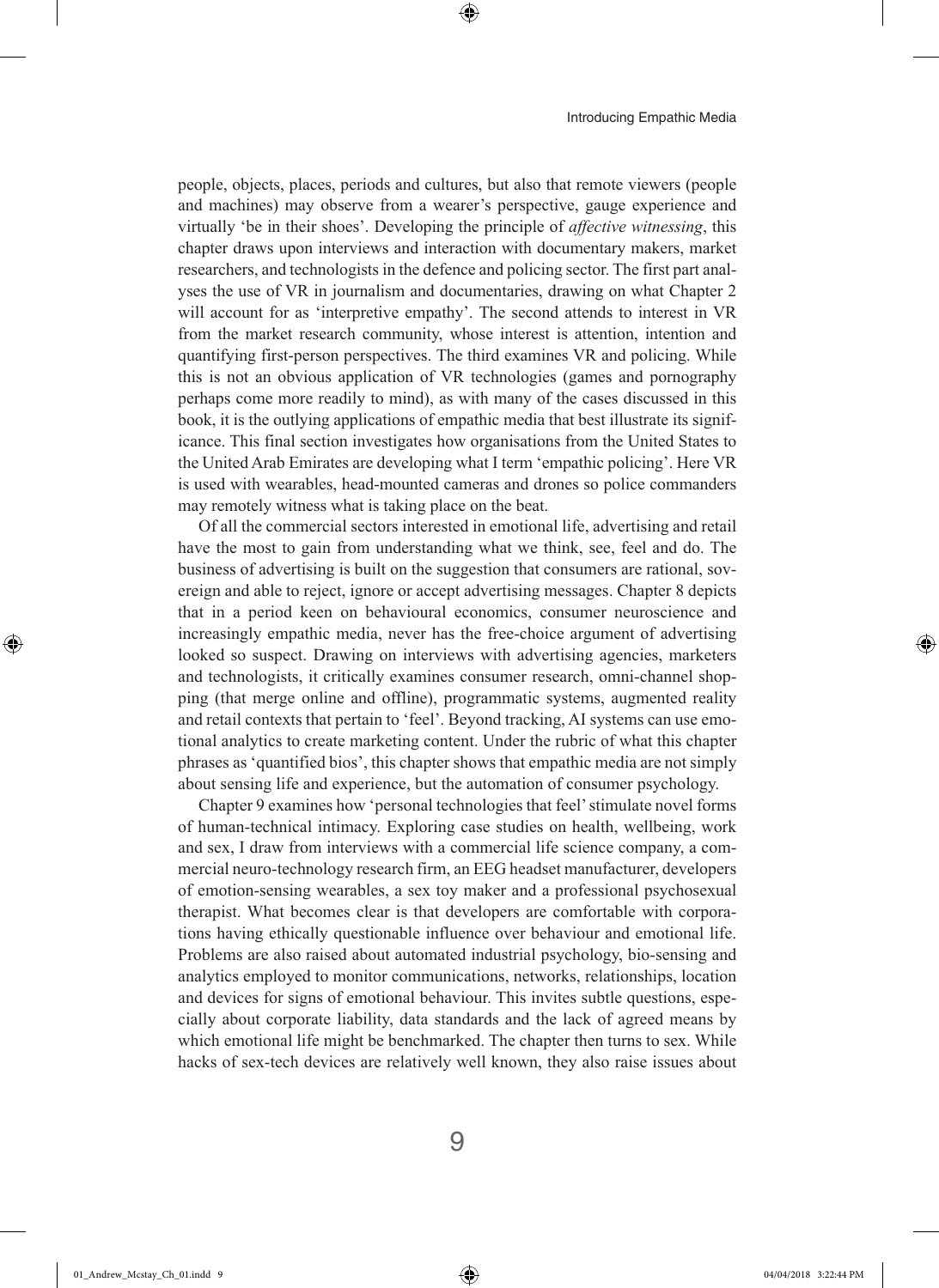people, objects, places, periods and cultures, but also that remote viewers (people and machines) may observe from a wearer's perspective, gauge experience and virtually 'be in their shoes'. Developing the principle of *affective witnessing*, this chapter draws upon interviews and interaction with documentary makers, market researchers, and technologists in the defence and policing sector. The first part analyses the use of VR in journalism and documentaries, drawing on what Chapter 2 will account for as 'interpretive empathy'. The second attends to interest in VR from the market research community, whose interest is attention, intention and quantifying first-person perspectives. The third examines VR and policing. While this is not an obvious application of VR technologies (games and pornography perhaps come more readily to mind), as with many of the cases discussed in this book, it is the outlying applications of empathic media that best illustrate its significance. This final section investigates how organisations from the United States to the United Arab Emirates are developing what I term 'empathic policing'. Here VR is used with wearables, head-mounted cameras and drones so police commanders may remotely witness what is taking place on the beat.

Of all the commercial sectors interested in emotional life, advertising and retail have the most to gain from understanding what we think, see, feel and do. The business of advertising is built on the suggestion that consumers are rational, sovereign and able to reject, ignore or accept advertising messages. Chapter 8 depicts that in a period keen on behavioural economics, consumer neuroscience and increasingly empathic media, never has the free-choice argument of advertising looked so suspect. Drawing on interviews with advertising agencies, marketers and technologists, it critically examines consumer research, omni-channel shopping (that merge online and offline), programmatic systems, augmented reality and retail contexts that pertain to 'feel'. Beyond tracking, AI systems can use emotional analytics to create marketing content. Under the rubric of what this chapter phrases as 'quantified bios', this chapter shows that empathic media are not simply about sensing life and experience, but the automation of consumer psychology.

Chapter 9 examines how 'personal technologies that feel' stimulate novel forms of human-technical intimacy. Exploring case studies on health, wellbeing, work and sex, I draw from interviews with a commercial life science company, a commercial neuro-technology research firm, an EEG headset manufacturer, developers of emotion-sensing wearables, a sex toy maker and a professional psychosexual therapist. What becomes clear is that developers are comfortable with corporations having ethically questionable influence over behaviour and emotional life. Problems are also raised about automated industrial psychology, bio-sensing and analytics employed to monitor communications, networks, relationships, location and devices for signs of emotional behaviour. This invites subtle questions, especially about corporate liability, data standards and the lack of agreed means by which emotional life might be benchmarked. The chapter then turns to sex. While hacks of sex-tech devices are relatively well known, they also raise issues about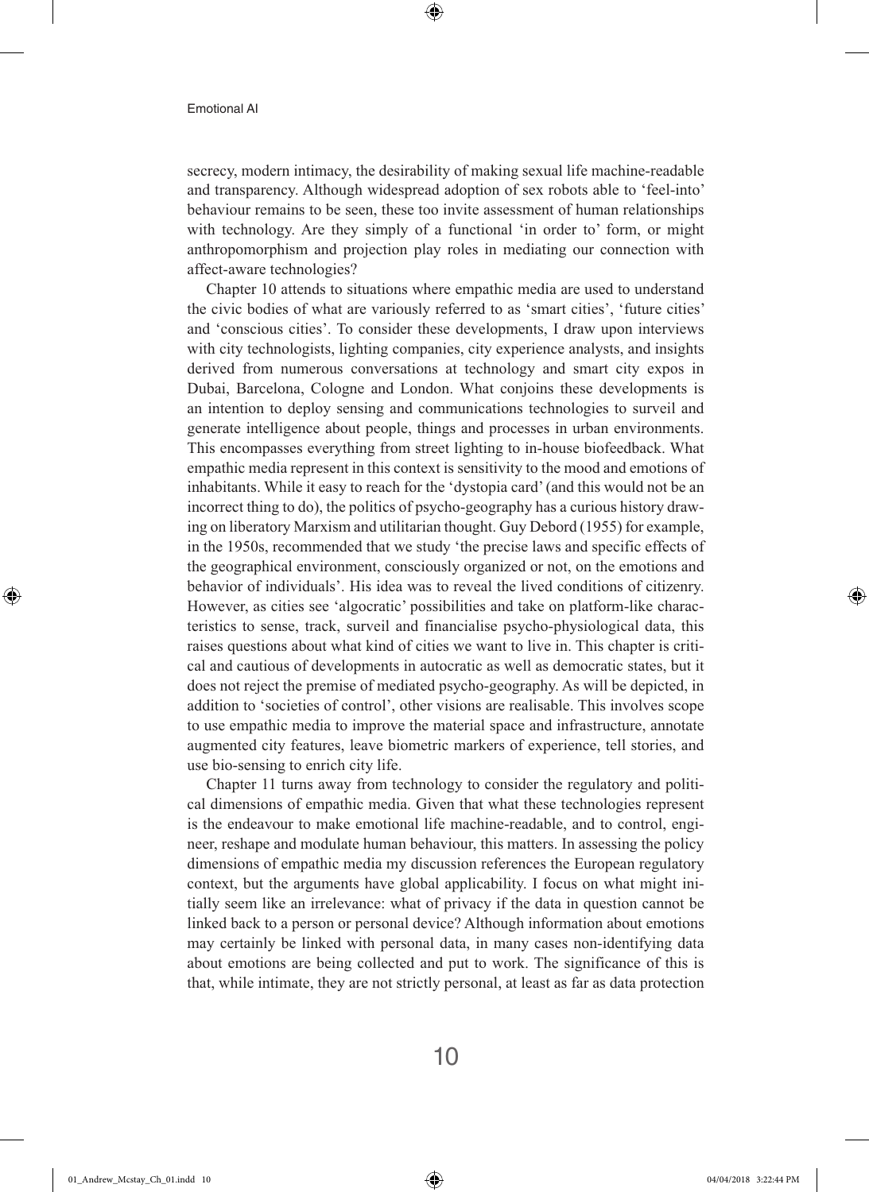secrecy, modern intimacy, the desirability of making sexual life machine-readable and transparency. Although widespread adoption of sex robots able to 'feel-into' behaviour remains to be seen, these too invite assessment of human relationships with technology. Are they simply of a functional 'in order to' form, or might anthropomorphism and projection play roles in mediating our connection with affect-aware technologies?

Chapter 10 attends to situations where empathic media are used to understand the civic bodies of what are variously referred to as 'smart cities', 'future cities' and 'conscious cities'. To consider these developments, I draw upon interviews with city technologists, lighting companies, city experience analysts, and insights derived from numerous conversations at technology and smart city expos in Dubai, Barcelona, Cologne and London. What conjoins these developments is an intention to deploy sensing and communications technologies to surveil and generate intelligence about people, things and processes in urban environments. This encompasses everything from street lighting to in-house biofeedback. What empathic media represent in this context is sensitivity to the mood and emotions of inhabitants. While it easy to reach for the 'dystopia card' (and this would not be an incorrect thing to do), the politics of psycho-geography has a curious history drawing on liberatory Marxism and utilitarian thought. Guy Debord (1955) for example, in the 1950s, recommended that we study 'the precise laws and specific effects of the geographical environment, consciously organized or not, on the emotions and behavior of individuals'. His idea was to reveal the lived conditions of citizenry. However, as cities see 'algocratic' possibilities and take on platform-like characteristics to sense, track, surveil and financialise psycho-physiological data, this raises questions about what kind of cities we want to live in. This chapter is critical and cautious of developments in autocratic as well as democratic states, but it does not reject the premise of mediated psycho-geography. As will be depicted, in addition to 'societies of control', other visions are realisable. This involves scope to use empathic media to improve the material space and infrastructure, annotate augmented city features, leave biometric markers of experience, tell stories, and use bio-sensing to enrich city life.

Chapter 11 turns away from technology to consider the regulatory and political dimensions of empathic media. Given that what these technologies represent is the endeavour to make emotional life machine-readable, and to control, engineer, reshape and modulate human behaviour, this matters. In assessing the policy dimensions of empathic media my discussion references the European regulatory context, but the arguments have global applicability. I focus on what might initially seem like an irrelevance: what of privacy if the data in question cannot be linked back to a person or personal device? Although information about emotions may certainly be linked with personal data, in many cases non-identifying data about emotions are being collected and put to work. The significance of this is that, while intimate, they are not strictly personal, at least as far as data protection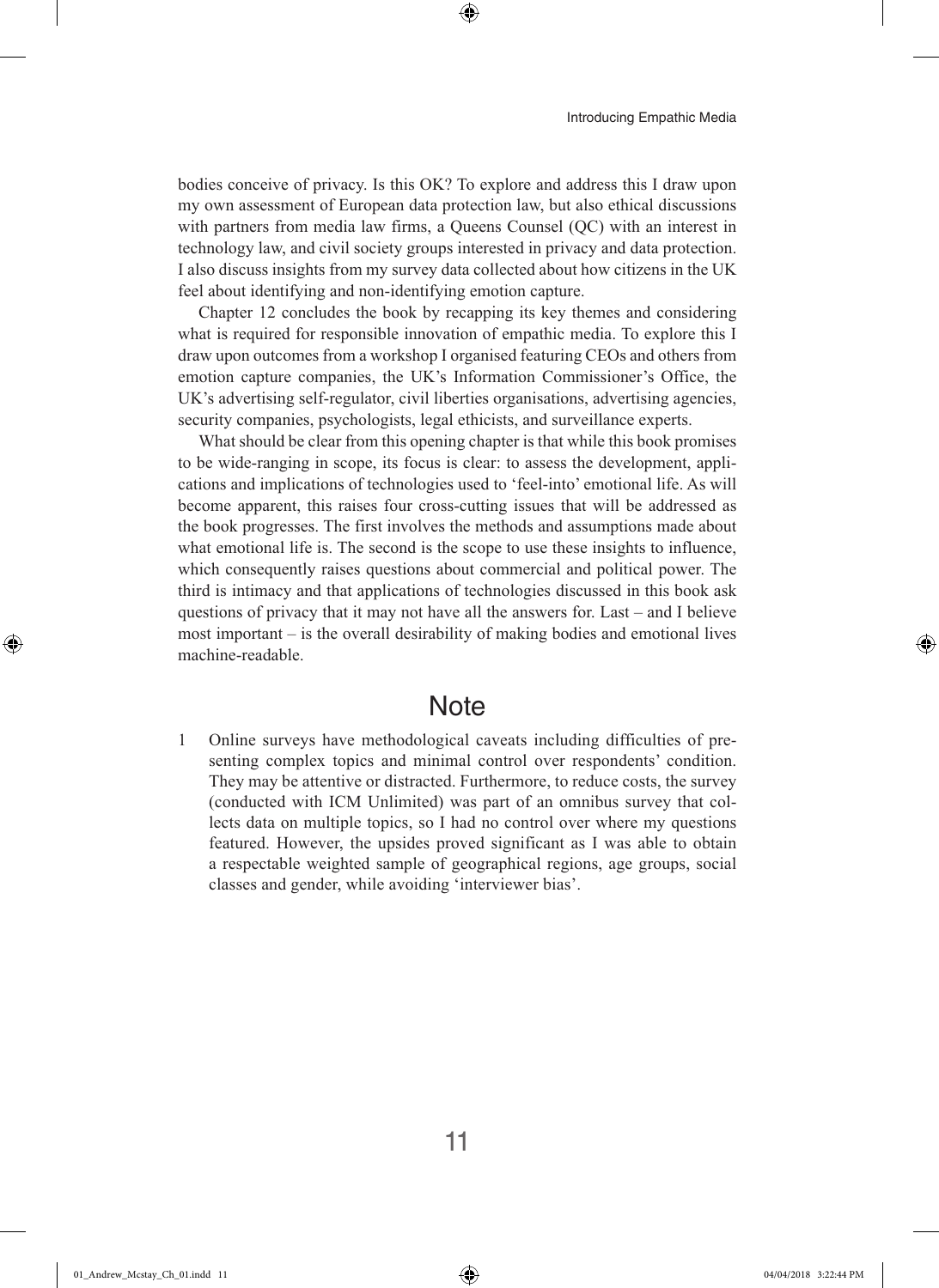bodies conceive of privacy. Is this OK? To explore and address this I draw upon my own assessment of European data protection law, but also ethical discussions with partners from media law firms, a Queens Counsel (QC) with an interest in technology law, and civil society groups interested in privacy and data protection. I also discuss insights from my survey data collected about how citizens in the UK feel about identifying and non-identifying emotion capture.

Chapter 12 concludes the book by recapping its key themes and considering what is required for responsible innovation of empathic media. To explore this I draw upon outcomes from a workshop I organised featuring CEOs and others from emotion capture companies, the UK's Information Commissioner's Office, the UK's advertising self-regulator, civil liberties organisations, advertising agencies, security companies, psychologists, legal ethicists, and surveillance experts.

What should be clear from this opening chapter is that while this book promises to be wide-ranging in scope, its focus is clear: to assess the development, applications and implications of technologies used to 'feel-into' emotional life. As will become apparent, this raises four cross-cutting issues that will be addressed as the book progresses. The first involves the methods and assumptions made about what emotional life is. The second is the scope to use these insights to influence, which consequently raises questions about commercial and political power. The third is intimacy and that applications of technologies discussed in this book ask questions of privacy that it may not have all the answers for. Last – and I believe most important – is the overall desirability of making bodies and emotional lives machine-readable.

## Note

1 Online surveys have methodological caveats including difficulties of presenting complex topics and minimal control over respondents' condition. They may be attentive or distracted. Furthermore, to reduce costs, the survey (conducted with ICM Unlimited) was part of an omnibus survey that collects data on multiple topics, so I had no control over where my questions featured. However, the upsides proved significant as I was able to obtain a respectable weighted sample of geographical regions, age groups, social classes and gender, while avoiding 'interviewer bias'.